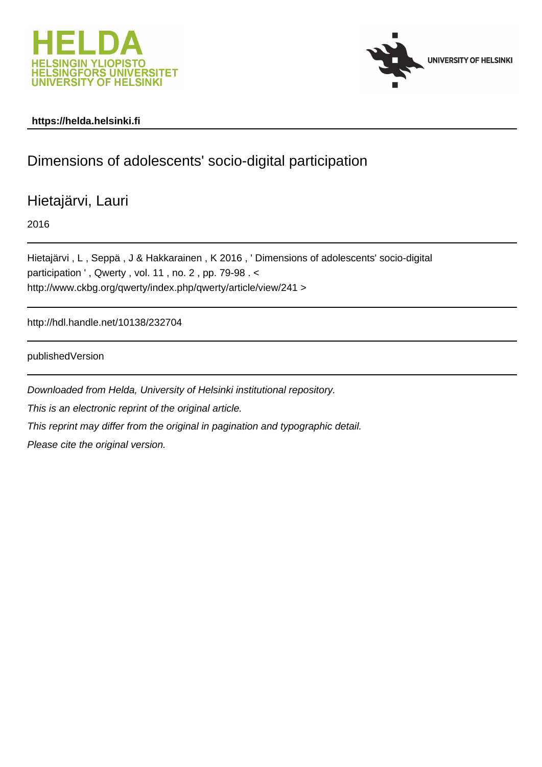HELDA
HELSINGIN YLIOPISTO
HELSINGFORS UNIVERSITET
UNIVERSITY OF HELSINKI

UNIVERSITY OF HELSINKI

**https://helda.helsinki.fi**

# Dimensions of adolescents' socio-digital participation

Hietajärvi, Lauri

2016

Hietajärvi , L , Seppä , J & Hakkarainen , K 2016 , ' Dimensions of adolescents' socio-digital participation ' , Qwerty , vol. 11 , no. 2 , pp. 79-98 . < http://www.ckbg.org/qwerty/index.php/qwerty/article/view/241 >

http://hdl.handle.net/10138/232704

publishedVersion

*Downloaded from Helda, University of Helsinki institutional repository.*

*This is an electronic reprint of the original article.*

*This reprint may differ from the original in pagination and typographic detail.*

*Please cite the original version.*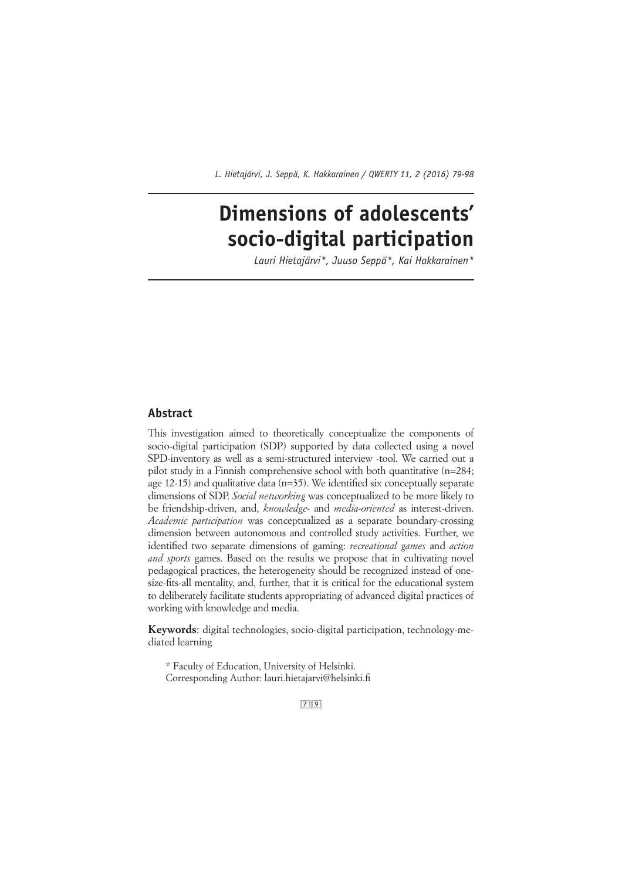# Dimensions of adolescents' socio-digital participation

*Lauri Hietajärvi\*, Juuso Seppä\*, Kai Hakkarainen\**

## Abstract

This investigation aimed to theoretically conceptualize the components of socio-digital participation (SDP) supported by data collected using a novel SPD-inventory as well as a semi-structured interview -tool. We carried out a pilot study in a Finnish comprehensive school with both quantitative (n=284; age 12-15) and qualitative data (n=35). We identified six conceptually separate dimensions of SDP. *Social networking* was conceptualized to be more likely to be friendship-driven, and, *knowledge-* and *media-oriented* as interest-driven. *Academic participation* was conceptualized as a separate boundary-crossing dimension between autonomous and controlled study activities. Further, we identified two separate dimensions of gaming: *recreational games* and *action and sports* games. Based on the results we propose that in cultivating novel pedagogical practices, the heterogeneity should be recognized instead of one-size-fits-all mentality, and, further, that it is critical for the educational system to deliberately facilitate students appropriating of advanced digital practices of working with knowledge and media.

**Keywords**: digital technologies, socio-digital participation, technology-mediated learning

\* Faculty of Education, University of Helsinki.
Corresponding Author: lauri.hietajarvi@helsinki.fi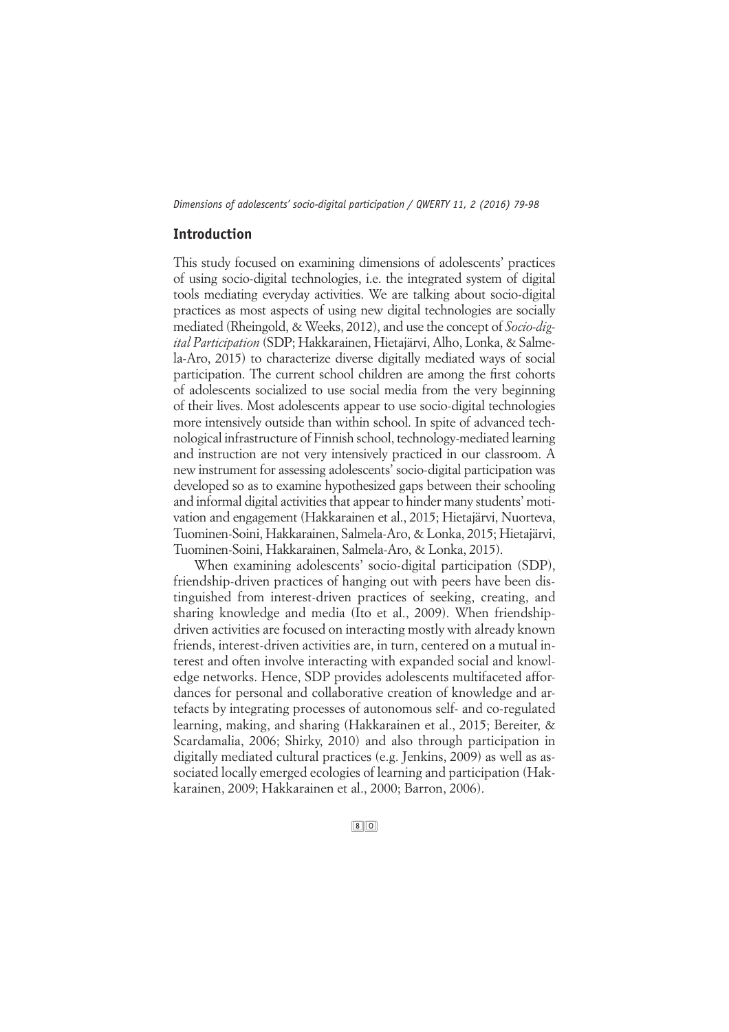## Introduction

This study focused on examining dimensions of adolescents' practices of using socio-digital technologies, i.e. the integrated system of digital tools mediating everyday activities. We are talking about socio-digital practices as most aspects of using new digital technologies are socially mediated (Rheingold, & Weeks, 2012), and use the concept of *Socio-digital Participation* (SDP; Hakkarainen, Hietajärvi, Alho, Lonka, & Salmela-Aro, 2015) to characterize diverse digitally mediated ways of social participation. The current school children are among the first cohorts of adolescents socialized to use social media from the very beginning of their lives. Most adolescents appear to use socio-digital technologies more intensively outside than within school. In spite of advanced technological infrastructure of Finnish school, technology-mediated learning and instruction are not very intensively practiced in our classroom. A new instrument for assessing adolescents' socio-digital participation was developed so as to examine hypothesized gaps between their schooling and informal digital activities that appear to hinder many students' motivation and engagement (Hakkarainen et al., 2015; Hietajärvi, Nuorteva, Tuominen-Soini, Hakkarainen, Salmela-Aro, & Lonka, 2015; Hietajärvi, Tuominen-Soini, Hakkarainen, Salmela-Aro, & Lonka, 2015).

When examining adolescents' socio-digital participation (SDP), friendship-driven practices of hanging out with peers have been distinguished from interest-driven practices of seeking, creating, and sharing knowledge and media (Ito et al., 2009). When friendship-driven activities are focused on interacting mostly with already known friends, interest-driven activities are, in turn, centered on a mutual interest and often involve interacting with expanded social and knowledge networks. Hence, SDP provides adolescents multifaceted affordances for personal and collaborative creation of knowledge and artefacts by integrating processes of autonomous self- and co-regulated learning, making, and sharing (Hakkarainen et al., 2015; Bereiter, & Scardamalia, 2006; Shirky, 2010) and also through participation in digitally mediated cultural practices (e.g. Jenkins, 2009) as well as associated locally emerged ecologies of learning and participation (Hakkarainen, 2009; Hakkarainen et al., 2000; Barron, 2006).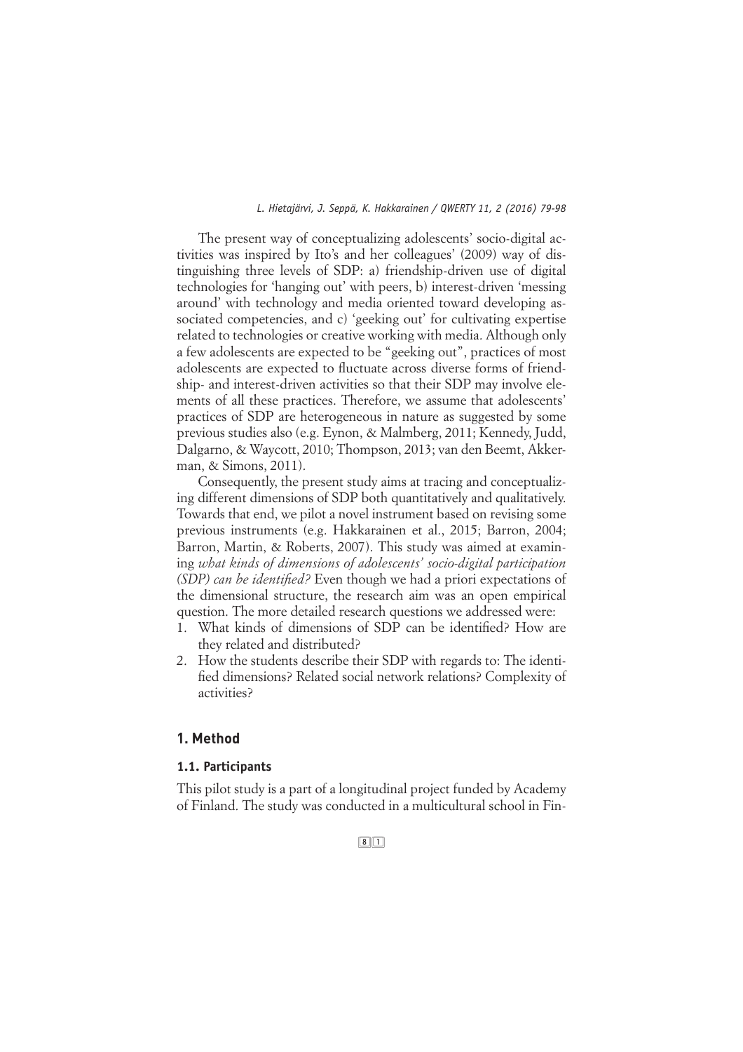The present way of conceptualizing adolescents' socio-digital activities was inspired by Ito's and her colleagues' (2009) way of distinguishing three levels of SDP: a) friendship-driven use of digital technologies for 'hanging out' with peers, b) interest-driven 'messing around' with technology and media oriented toward developing associated competencies, and c) 'geeking out' for cultivating expertise related to technologies or creative working with media. Although only a few adolescents are expected to be "geeking out", practices of most adolescents are expected to fluctuate across diverse forms of friendship- and interest-driven activities so that their SDP may involve elements of all these practices. Therefore, we assume that adolescents' practices of SDP are heterogeneous in nature as suggested by some previous studies also (e.g. Eynon, & Malmberg, 2011; Kennedy, Judd, Dalgarno, & Waycott, 2010; Thompson, 2013; van den Beemt, Akkerman, & Simons, 2011).

Consequently, the present study aims at tracing and conceptualizing different dimensions of SDP both quantitatively and qualitatively. Towards that end, we pilot a novel instrument based on revising some previous instruments (e.g. Hakkarainen et al., 2015; Barron, 2004; Barron, Martin, & Roberts, 2007). This study was aimed at examining *what kinds of dimensions of adolescents' socio-digital participation (SDP) can be identified?* Even though we had a priori expectations of the dimensional structure, the research aim was an open empirical question. The more detailed research questions we addressed were:

1. What kinds of dimensions of SDP can be identified? How are they related and distributed?
2. How the students describe their SDP with regards to: The identified dimensions? Related social network relations? Complexity of activities?

## 1. Method

### 1.1. Participants

This pilot study is a part of a longitudinal project funded by Academy of Finland. The study was conducted in a multicultural school in Fin-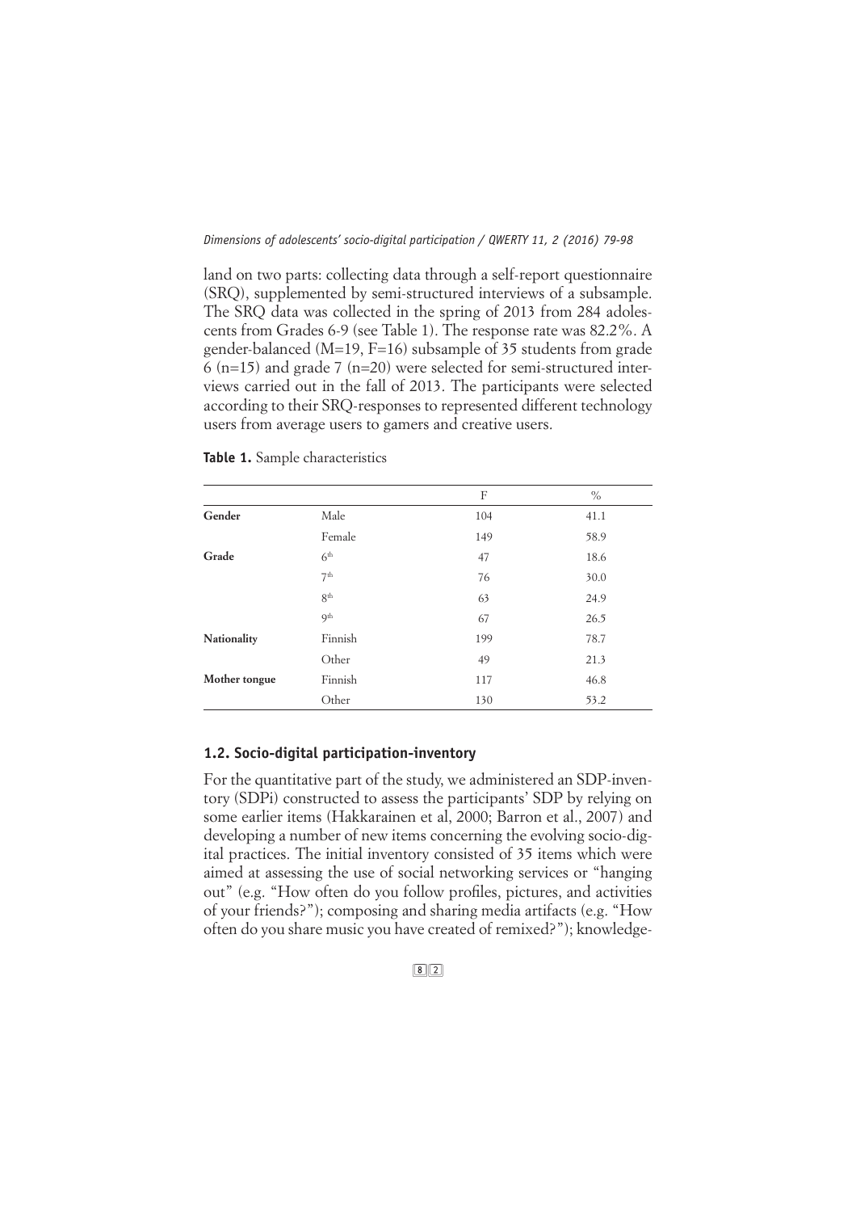land on two parts: collecting data through a self-report questionnaire (SRQ), supplemented by semi-structured interviews of a subsample. The SRQ data was collected in the spring of 2013 from 284 adolescents from Grades 6-9 (see Table 1). The response rate was 82.2%. A gender-balanced (M=19, F=16) subsample of 35 students from grade 6 (n=15) and grade 7 (n=20) were selected for semi-structured interviews carried out in the fall of 2013. The participants were selected according to their SRQ-responses to represented different technology users from average users to gamers and creative users.

**Table 1.** Sample characteristics

| | | F | % |
|---|---|---|---|
| **Gender** | Male | 104 | 41.1 |
| | Female | 149 | 58.9 |
| **Grade** | 6th | 47 | 18.6 |
| | 7th | 76 | 30.0 |
| | 8th | 63 | 24.9 |
| | 9th | 67 | 26.5 |
| **Nationality** | Finnish | 199 | 78.7 |
| | Other | 49 | 21.3 |
| **Mother tongue** | Finnish | 117 | 46.8 |
| | Other | 130 | 53.2 |

### 1.2. Socio-digital participation-inventory

For the quantitative part of the study, we administered an SDP-inventory (SDPi) constructed to assess the participants' SDP by relying on some earlier items (Hakkarainen et al, 2000; Barron et al., 2007) and developing a number of new items concerning the evolving socio-digital practices. The initial inventory consisted of 35 items which were aimed at assessing the use of social networking services or "hanging out" (e.g. "How often do you follow profiles, pictures, and activities of your friends?"); composing and sharing media artifacts (e.g. "How often do you share music you have created of remixed?"); knowledge-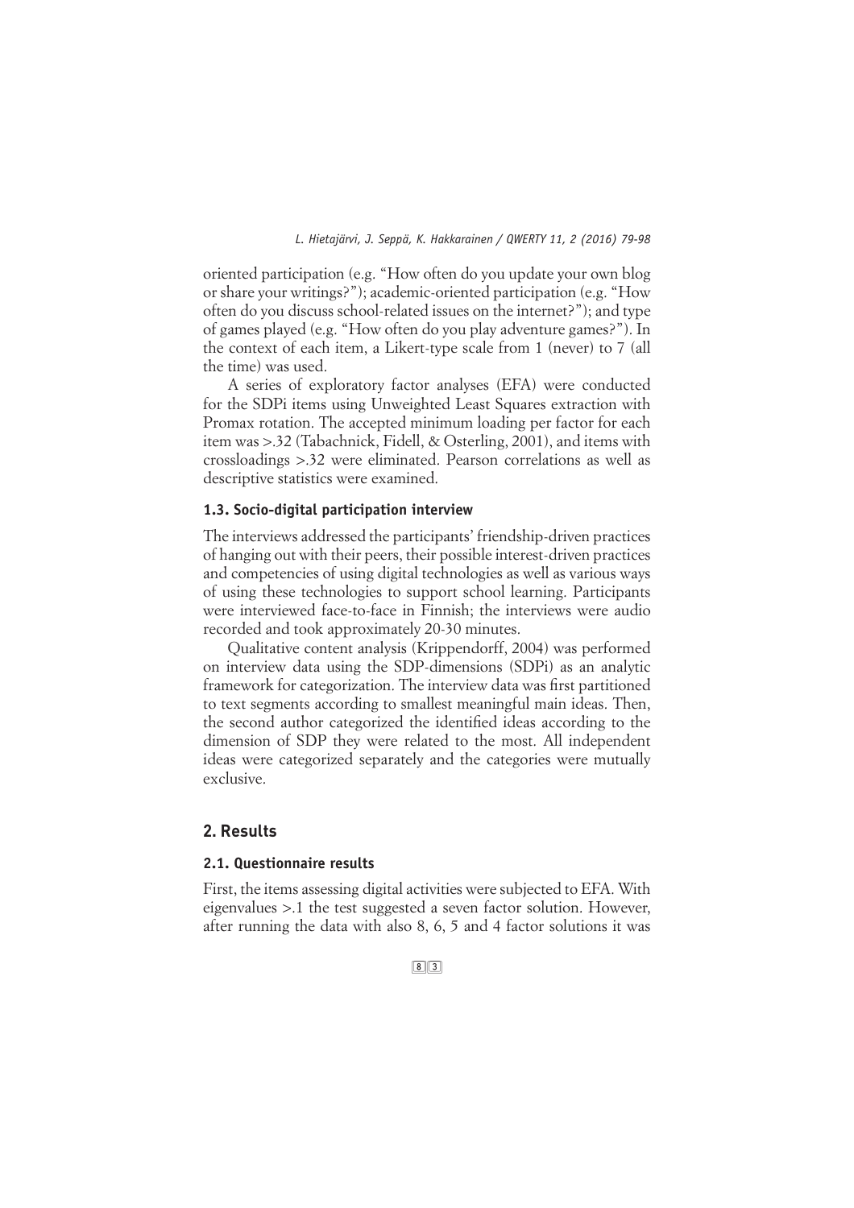oriented participation (e.g. "How often do you update your own blog or share your writings?"); academic-oriented participation (e.g. "How often do you discuss school-related issues on the internet?"); and type of games played (e.g. "How often do you play adventure games?"). In the context of each item, a Likert-type scale from 1 (never) to 7 (all the time) was used.

A series of exploratory factor analyses (EFA) were conducted for the SDPi items using Unweighted Least Squares extraction with Promax rotation. The accepted minimum loading per factor for each item was >.32 (Tabachnick, Fidell, & Osterling, 2001), and items with crossloadings >.32 were eliminated. Pearson correlations as well as descriptive statistics were examined.

### 1.3. Socio-digital participation interview

The interviews addressed the participants' friendship-driven practices of hanging out with their peers, their possible interest-driven practices and competencies of using digital technologies as well as various ways of using these technologies to support school learning. Participants were interviewed face-to-face in Finnish; the interviews were audio recorded and took approximately 20-30 minutes.

Qualitative content analysis (Krippendorff, 2004) was performed on interview data using the SDP-dimensions (SDPi) as an analytic framework for categorization. The interview data was first partitioned to text segments according to smallest meaningful main ideas. Then, the second author categorized the identified ideas according to the dimension of SDP they were related to the most. All independent ideas were categorized separately and the categories were mutually exclusive.

## 2. Results

### 2.1. Questionnaire results

First, the items assessing digital activities were subjected to EFA. With eigenvalues >.1 the test suggested a seven factor solution. However, after running the data with also 8, 6, 5 and 4 factor solutions it was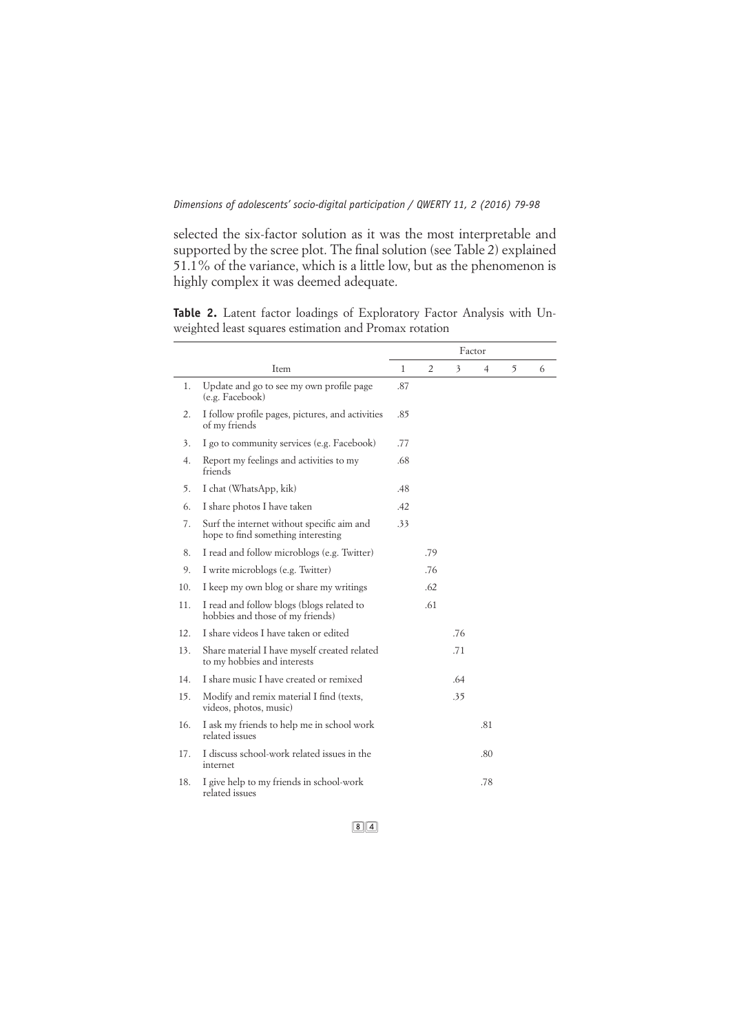selected the six-factor solution as it was the most interpretable and supported by the scree plot. The final solution (see Table 2) explained 51.1% of the variance, which is a little low, but as the phenomenon is highly complex it was deemed adequate.

**Table 2.** Latent factor loadings of Exploratory Factor Analysis with Unweighted least squares estimation and Promax rotation

| | | Factor | | | | | |
|---|---|---|---|---|---|---|---|
| | Item | 1 | 2 | 3 | 4 | 5 | 6 |
| 1. | Update and go to see my own profile page (e.g. Facebook) | .87 | | | | | |
| 2. | I follow profile pages, pictures, and activities of my friends | .85 | | | | | |
| 3. | I go to community services (e.g. Facebook) | .77 | | | | | |
| 4. | Report my feelings and activities to my friends | .68 | | | | | |
| 5. | I chat (WhatsApp, kik) | .48 | | | | | |
| 6. | I share photos I have taken | .42 | | | | | |
| 7. | Surf the internet without specific aim and hope to find something interesting | .33 | | | | | |
| 8. | I read and follow microblogs (e.g. Twitter) | | .79 | | | | |
| 9. | I write microblogs (e.g. Twitter) | | .76 | | | | |
| 10. | I keep my own blog or share my writings | | .62 | | | | |
| 11. | I read and follow blogs (blogs related to hobbies and those of my friends) | | .61 | | | | |
| 12. | I share videos I have taken or edited | | | .76 | | | |
| 13. | Share material I have myself created related to my hobbies and interests | | | .71 | | | |
| 14. | I share music I have created or remixed | | | .64 | | | |
| 15. | Modify and remix material I find (texts, videos, photos, music) | | | .35 | | | |
| 16. | I ask my friends to help me in school work related issues | | | | .81 | | |
| 17. | I discuss school-work related issues in the internet | | | | .80 | | |
| 18. | I give help to my friends in school-work related issues | | | | .78 | | |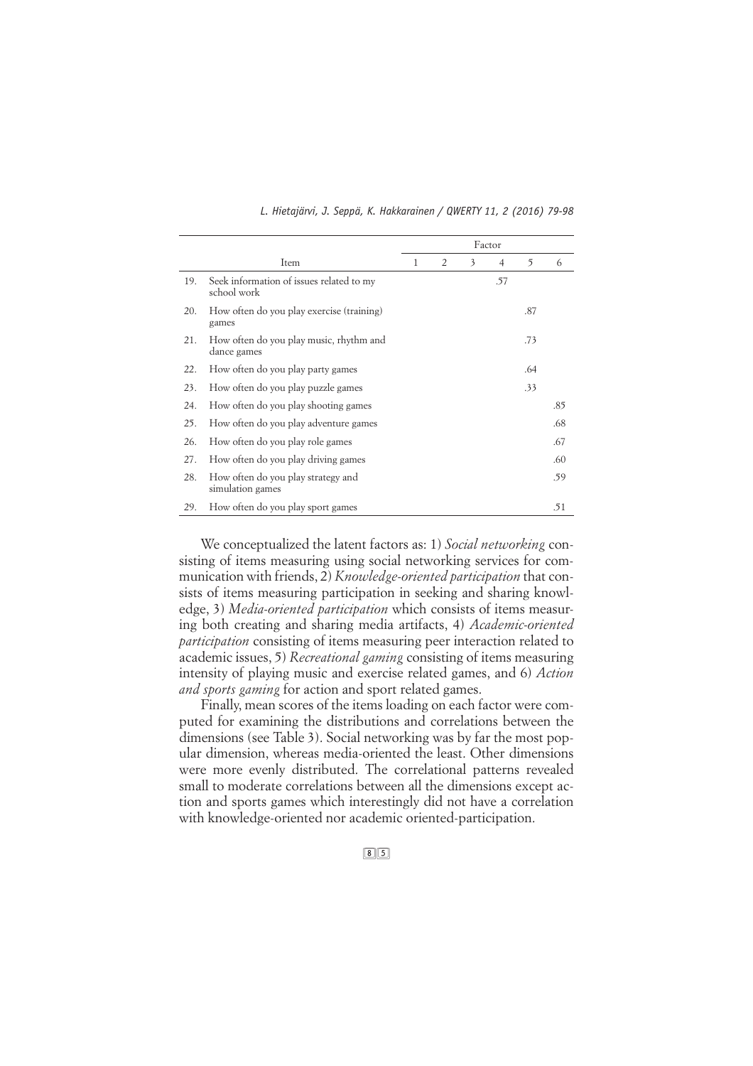| | Item | Factor | | | | | |
|---|---|---|---|---|---|---|---|
| | | 1 | 2 | 3 | 4 | 5 | 6 |
| 19. | Seek information of issues related to my school work | | | | .57 | | |
| 20. | How often do you play exercise (training) games | | | | | .87 | |
| 21. | How often do you play music, rhythm and dance games | | | | | .73 | |
| 22. | How often do you play party games | | | | | .64 | |
| 23. | How often do you play puzzle games | | | | | .33 | |
| 24. | How often do you play shooting games | | | | | | .85 |
| 25. | How often do you play adventure games | | | | | | .68 |
| 26. | How often do you play role games | | | | | | .67 |
| 27. | How often do you play driving games | | | | | | .60 |
| 28. | How often do you play strategy and simulation games | | | | | | .59 |
| 29. | How often do you play sport games | | | | | | .51 |

We conceptualized the latent factors as: 1) *Social networking* consisting of items measuring using social networking services for communication with friends, 2) *Knowledge-oriented participation* that consists of items measuring participation in seeking and sharing knowledge, 3) *Media-oriented participation* which consists of items measuring both creating and sharing media artifacts, 4) *Academic-oriented participation* consisting of items measuring peer interaction related to academic issues, 5) *Recreational gaming* consisting of items measuring intensity of playing music and exercise related games, and 6) *Action and sports gaming* for action and sport related games.

Finally, mean scores of the items loading on each factor were computed for examining the distributions and correlations between the dimensions (see Table 3). Social networking was by far the most popular dimension, whereas media-oriented the least. Other dimensions were more evenly distributed. The correlational patterns revealed small to moderate correlations between all the dimensions except action and sports games which interestingly did not have a correlation with knowledge-oriented nor academic oriented-participation.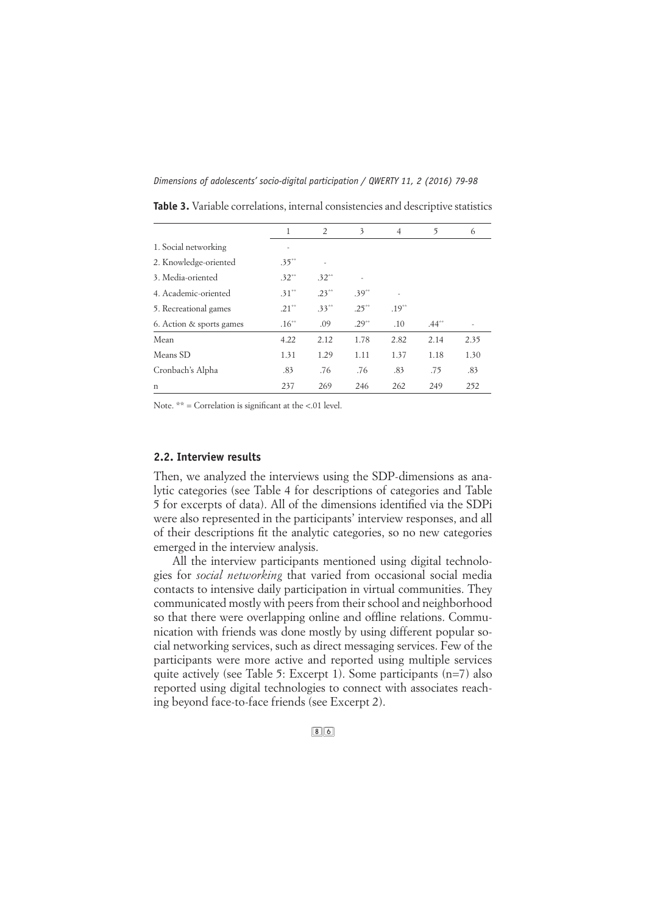**Table 3.** Variable correlations, internal consistencies and descriptive statistics

| | 1 | 2 | 3 | 4 | 5 | 6 |
|---|---|---|---|---|---|---|
| 1. Social networking | - | | | | | |
| 2. Knowledge-oriented | .35** | - | | | | |
| 3. Media-oriented | .32** | .32** | - | | | |
| 4. Academic-oriented | .31** | .23** | .39** | - | | |
| 5. Recreational games | .21** | .33** | .25** | .19** | | |
| 6. Action & sports games | .16** | .09 | .29** | .10 | .44** | - |
| Mean | 4.22 | 2.12 | 1.78 | 2.82 | 2.14 | 2.35 |
| Means SD | 1.31 | 1.29 | 1.11 | 1.37 | 1.18 | 1.30 |
| Cronbach's Alpha | .83 | .76 | .76 | .83 | .75 | .83 |
| n | 237 | 269 | 246 | 262 | 249 | 252 |

Note. ** = Correlation is significant at the <.01 level.

### 2.2. Interview results

Then, we analyzed the interviews using the SDP-dimensions as analytic categories (see Table 4 for descriptions of categories and Table 5 for excerpts of data). All of the dimensions identified via the SDPi were also represented in the participants' interview responses, and all of their descriptions fit the analytic categories, so no new categories emerged in the interview analysis.

All the interview participants mentioned using digital technologies for *social networking* that varied from occasional social media contacts to intensive daily participation in virtual communities. They communicated mostly with peers from their school and neighborhood so that there were overlapping online and offline relations. Communication with friends was done mostly by using different popular social networking services, such as direct messaging services. Few of the participants were more active and reported using multiple services quite actively (see Table 5: Excerpt 1). Some participants (n=7) also reported using digital technologies to connect with associates reaching beyond face-to-face friends (see Excerpt 2).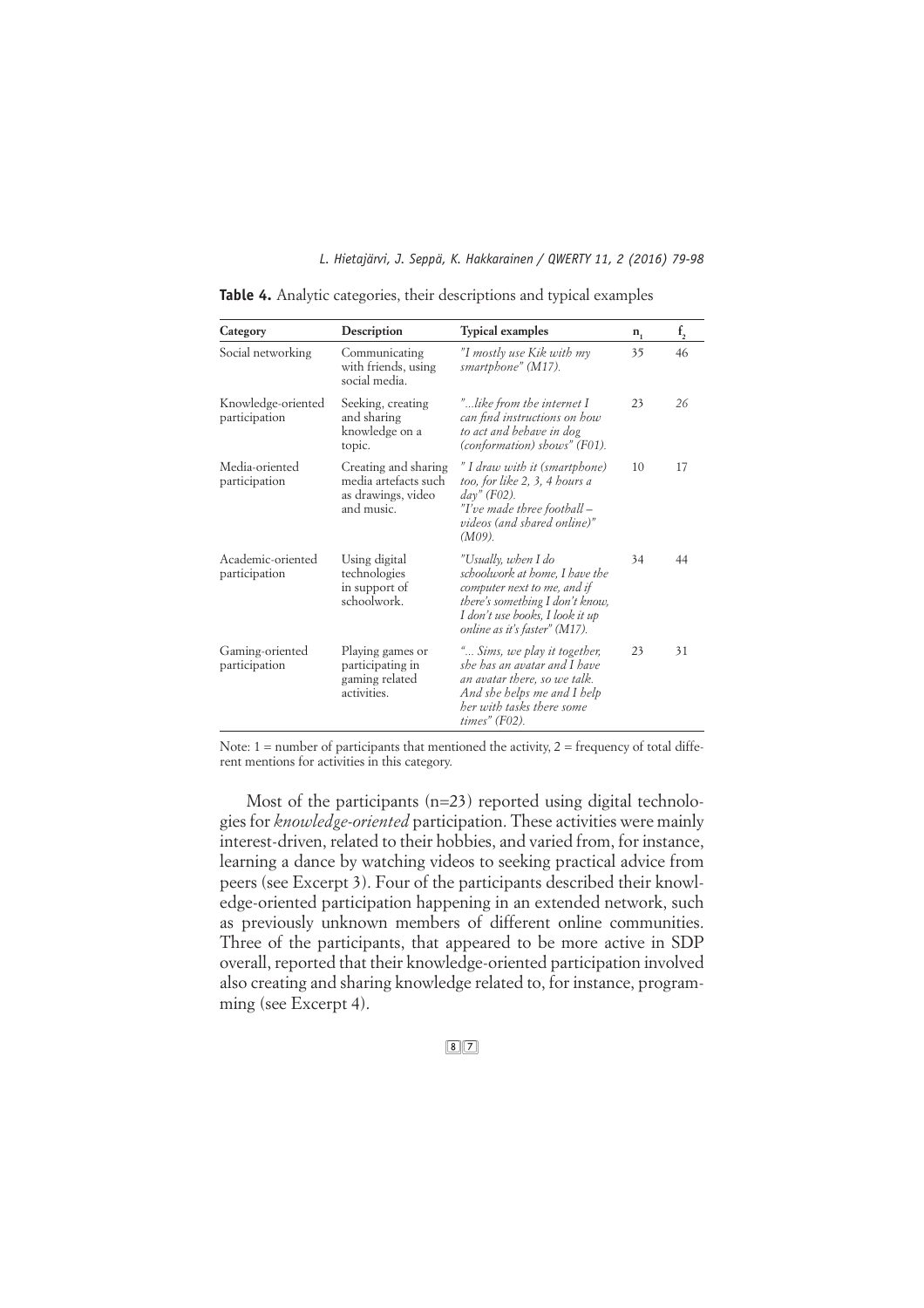**Table 4.** Analytic categories, their descriptions and typical examples

| Category | Description | Typical examples | $n_1$ | $f_2$ |
|---|---|---|---|---|
| Social networking | Communicating with friends, using social media. | *"I mostly use Kik with my smartphone" (M17).* | 35 | 46 |
| Knowledge-oriented participation | Seeking, creating and sharing knowledge on a topic. | *"...like from the internet I can find instructions on how to act and behave in dog (conformation) shows" (F01).* | 23 | 26 |
| Media-oriented participation | Creating and sharing media artefacts such as drawings, video and music. | *" I draw with it (smartphone) too, for like 2, 3, 4 hours a day" (F02).* *"I've made three football – videos (and shared online)" (M09).* | 10 | 17 |
| Academic-oriented participation | Using digital technologies in support of schoolwork. | *"Usually, when I do schoolwork at home, I have the computer next to me, and if there's something I don't know, I don't use books, I look it up online as it's faster" (M17).* | 34 | 44 |
| Gaming-oriented participation | Playing games or participating in gaming related activities. | *"... Sims, we play it together, she has an avatar and I have an avatar there, so we talk. And she helps me and I help her with tasks there some times" (F02).* | 23 | 31 |

Note: 1 = number of participants that mentioned the activity, 2 = frequency of total different mentions for activities in this category.

Most of the participants (n=23) reported using digital technologies for *knowledge-oriented* participation. These activities were mainly interest-driven, related to their hobbies, and varied from, for instance, learning a dance by watching videos to seeking practical advice from peers (see Excerpt 3). Four of the participants described their knowledge-oriented participation happening in an extended network, such as previously unknown members of different online communities. Three of the participants, that appeared to be more active in SDP overall, reported that their knowledge-oriented participation involved also creating and sharing knowledge related to, for instance, programming (see Excerpt 4).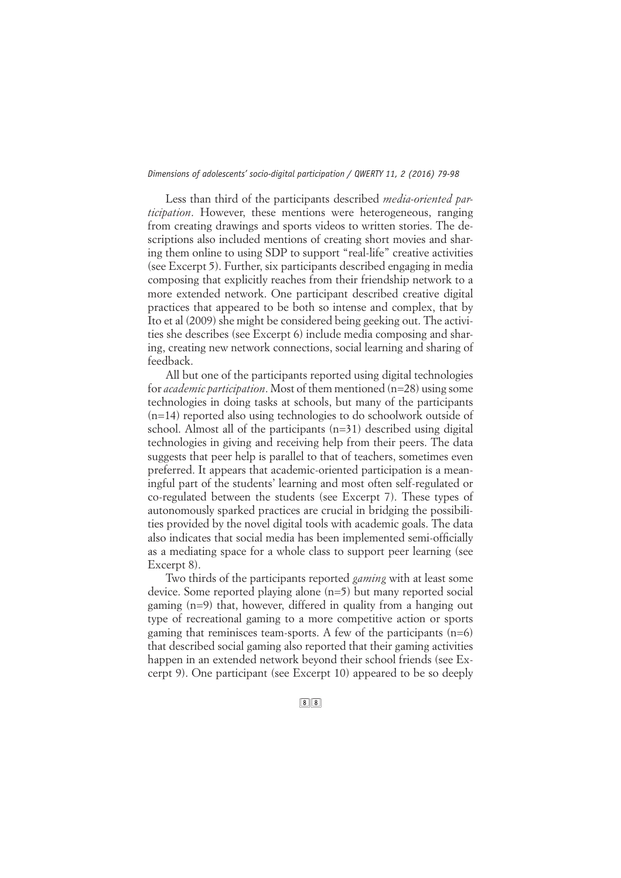Less than third of the participants described *media-oriented participation*. However, these mentions were heterogeneous, ranging from creating drawings and sports videos to written stories. The descriptions also included mentions of creating short movies and sharing them online to using SDP to support "real-life" creative activities (see Excerpt 5). Further, six participants described engaging in media composing that explicitly reaches from their friendship network to a more extended network. One participant described creative digital practices that appeared to be both so intense and complex, that by Ito et al (2009) she might be considered being geeking out. The activities she describes (see Excerpt 6) include media composing and sharing, creating new network connections, social learning and sharing of feedback.

All but one of the participants reported using digital technologies for *academic participation*. Most of them mentioned (n=28) using some technologies in doing tasks at schools, but many of the participants (n=14) reported also using technologies to do schoolwork outside of school. Almost all of the participants (n=31) described using digital technologies in giving and receiving help from their peers. The data suggests that peer help is parallel to that of teachers, sometimes even preferred. It appears that academic-oriented participation is a meaningful part of the students' learning and most often self-regulated or co-regulated between the students (see Excerpt 7). These types of autonomously sparked practices are crucial in bridging the possibilities provided by the novel digital tools with academic goals. The data also indicates that social media has been implemented semi-officially as a mediating space for a whole class to support peer learning (see Excerpt 8).

Two thirds of the participants reported *gaming* with at least some device. Some reported playing alone (n=5) but many reported social gaming (n=9) that, however, differed in quality from a hanging out type of recreational gaming to a more competitive action or sports gaming that reminisces team-sports. A few of the participants (n=6) that described social gaming also reported that their gaming activities happen in an extended network beyond their school friends (see Excerpt 9). One participant (see Excerpt 10) appeared to be so deeply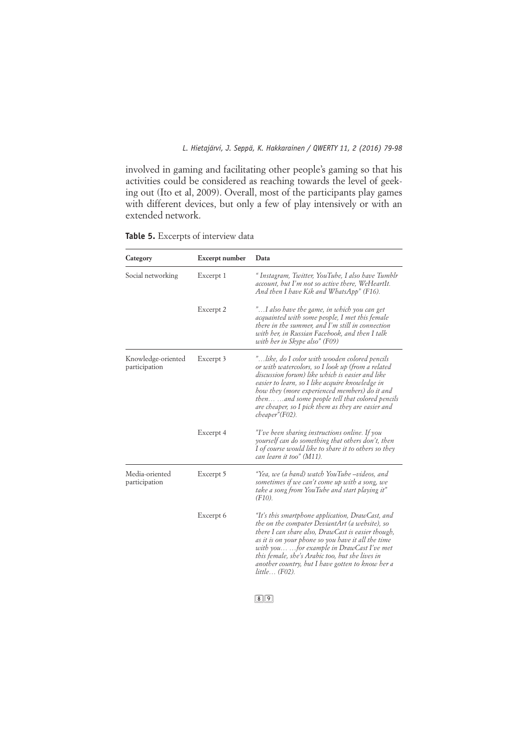involved in gaming and facilitating other people's gaming so that his activities could be considered as reaching towards the level of geeking out (Ito et al, 2009). Overall, most of the participants play games with different devices, but only a few of play intensively or with an extended network.

**Table 5.** Excerpts of interview data

| Category | Excerpt number | Data |
|---|---|---|
| Social networking | Excerpt 1 | *" Instagram, Twitter, YouTube, I also have Tumblr account, but I'm not so active there, WeHeartIt. And then I have Kik and WhatsApp" (F16).* |
| | Excerpt 2 | *"…I also have the game, in which you can get acquainted with some people, I met this female there in the summer, and I'm still in connection with her, in Russian Facebook, and then I talk with her in Skype also" (F09)* |
| Knowledge-oriented participation | Excerpt 3 | *"…like, do I color with wooden colored pencils or with watercolors, so I look up (from a related discussion forum) like which is easier and like easier to learn, so I like acquire knowledge in how they (more experienced members) do it and then… …and some people tell that colored pencils are cheaper, so I pick them as they are easier and cheaper"(F02).* |
| | Excerpt 4 | *"I've been sharing instructions online. If you yourself can do something that others don't, then I of course would like to share it to others so they can learn it too" (M11).* |
| Media-oriented participation | Excerpt 5 | *"Yea, we (a band) watch YouTube –videos, and sometimes if we can't come up with a song, we take a song from YouTube and start playing it" (F10).* |
| | Excerpt 6 | *"It's this smartphone application, DrawCast, and the on the computer DeviantArt (a website), so there I can share also, DrawCast is easier though, as it is on your phone so you have it all the time with you… …for example in DrawCast I've met this female, she's Arabic too, but she lives in another country, but I have gotten to know her a little… (F02).* |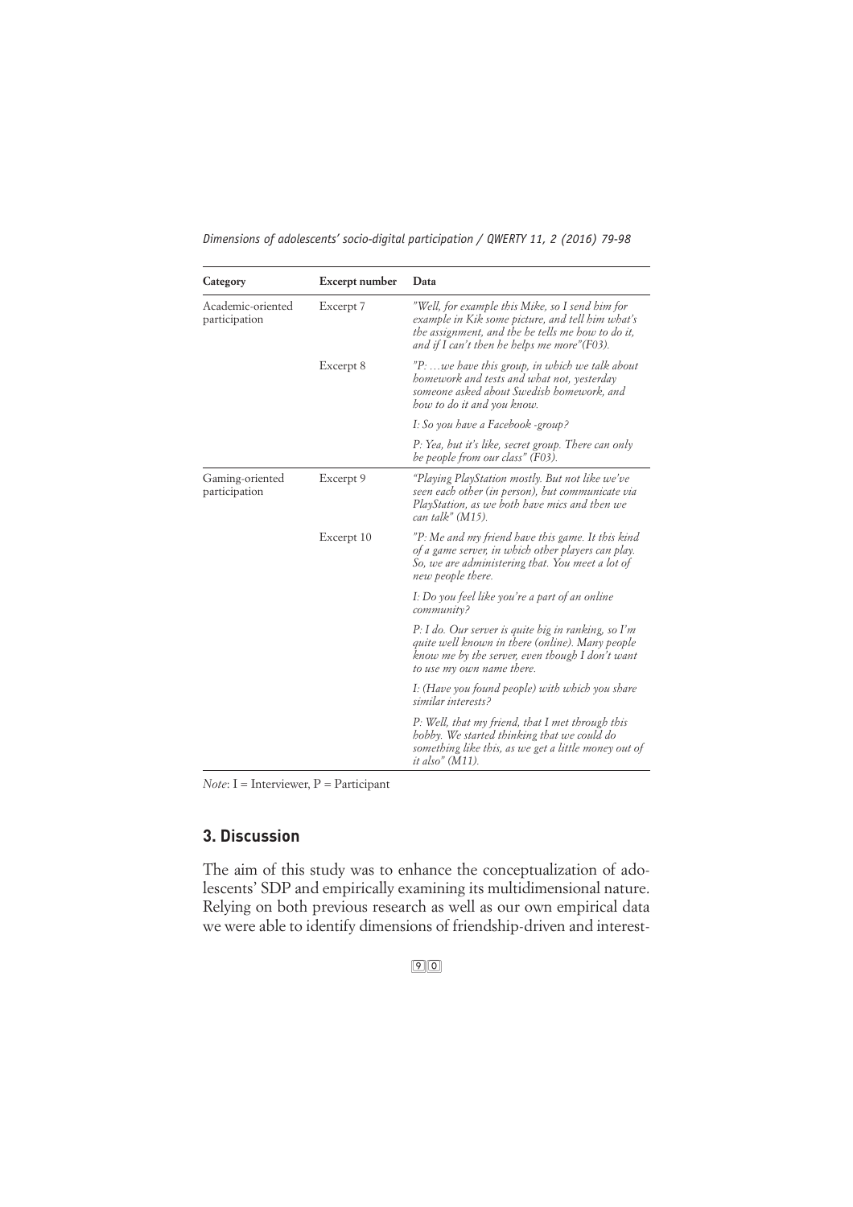| Category | Excerpt number | Data |
|---|---|---|
| Academic-oriented participation | Excerpt 7 | *"Well, for example this Mike, so I send him for example in Kik some picture, and tell him what's the assignment, and the he tells me how to do it, and if I can't then he helps me more"(F03).* |
| | Excerpt 8 | *"P: …we have this group, in which we talk about homework and tests and what not, yesterday someone asked about Swedish homework, and how to do it and you know.* |
| | | *I: So you have a Facebook -group?* |
| | | *P: Yea, but it's like, secret group. There can only be people from our class" (F03).* |
| Gaming-oriented participation | Excerpt 9 | *"Playing PlayStation mostly. But not like we've seen each other (in person), but communicate via PlayStation, as we both have mics and then we can talk" (M15).* |
| | Excerpt 10 | *"P: Me and my friend have this game. It this kind of a game server, in which other players can play. So, we are administering that. You meet a lot of new people there.* |
| | | *I: Do you feel like you're a part of an online community?* |
| | | *P: I do. Our server is quite big in ranking, so I'm quite well known in there (online). Many people know me by the server, even though I don't want to use my own name there.* |
| | | *I: (Have you found people) with which you share similar interests?* |
| | | *P: Well, that my friend, that I met through this hobby. We started thinking that we could do something like this, as we get a little money out of it also" (M11).* |

*Note*: I = Interviewer, P = Participant

## 3. Discussion

The aim of this study was to enhance the conceptualization of adolescents' SDP and empirically examining its multidimensional nature. Relying on both previous research as well as our own empirical data we were able to identify dimensions of friendship-driven and interest-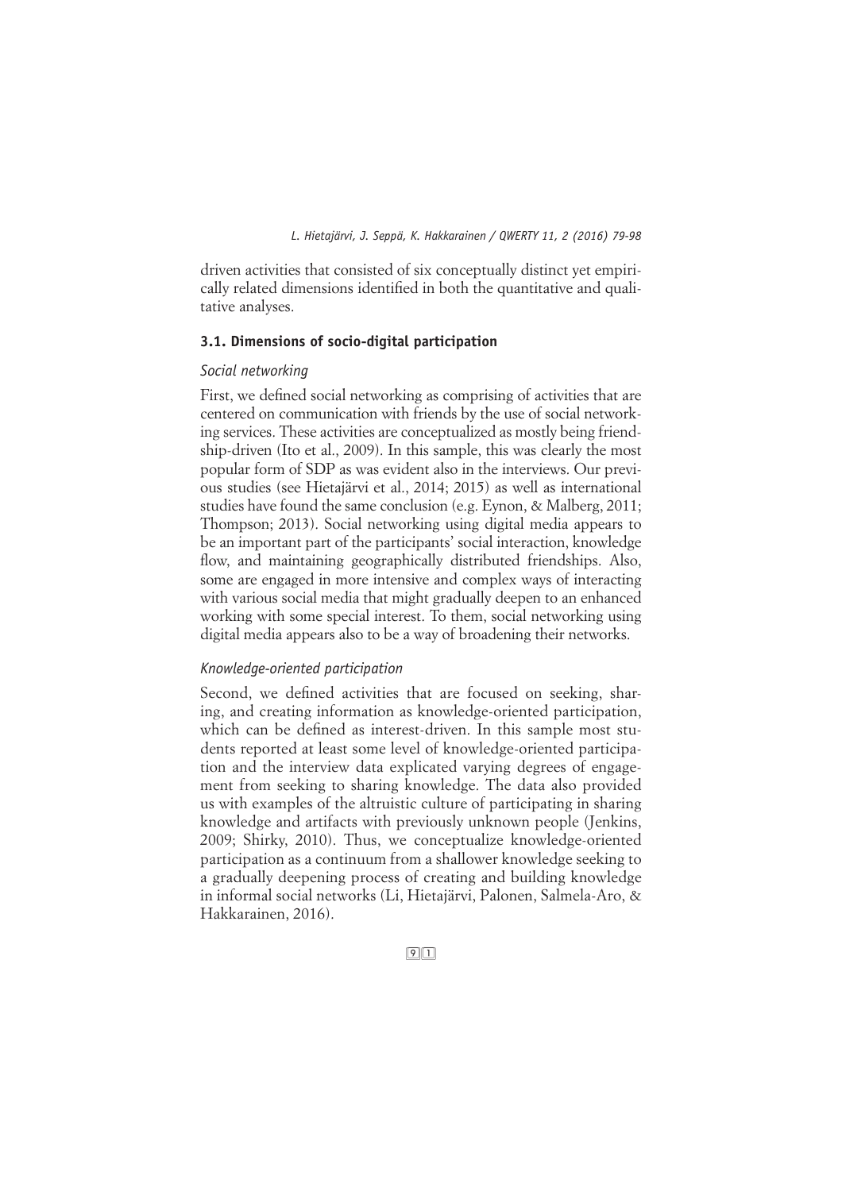driven activities that consisted of six conceptually distinct yet empirically related dimensions identified in both the quantitative and qualitative analyses.

### 3.1. Dimensions of socio-digital participation

#### *Social networking*

First, we defined social networking as comprising of activities that are centered on communication with friends by the use of social networking services. These activities are conceptualized as mostly being friendship-driven (Ito et al., 2009). In this sample, this was clearly the most popular form of SDP as was evident also in the interviews. Our previous studies (see Hietajärvi et al., 2014; 2015) as well as international studies have found the same conclusion (e.g. Eynon, & Malberg, 2011; Thompson; 2013). Social networking using digital media appears to be an important part of the participants' social interaction, knowledge flow, and maintaining geographically distributed friendships. Also, some are engaged in more intensive and complex ways of interacting with various social media that might gradually deepen to an enhanced working with some special interest. To them, social networking using digital media appears also to be a way of broadening their networks.

#### *Knowledge-oriented participation*

Second, we defined activities that are focused on seeking, sharing, and creating information as knowledge-oriented participation, which can be defined as interest-driven. In this sample most students reported at least some level of knowledge-oriented participation and the interview data explicated varying degrees of engagement from seeking to sharing knowledge. The data also provided us with examples of the altruistic culture of participating in sharing knowledge and artifacts with previously unknown people (Jenkins, 2009; Shirky, 2010). Thus, we conceptualize knowledge-oriented participation as a continuum from a shallower knowledge seeking to a gradually deepening process of creating and building knowledge in informal social networks (Li, Hietajärvi, Palonen, Salmela-Aro, & Hakkarainen, 2016).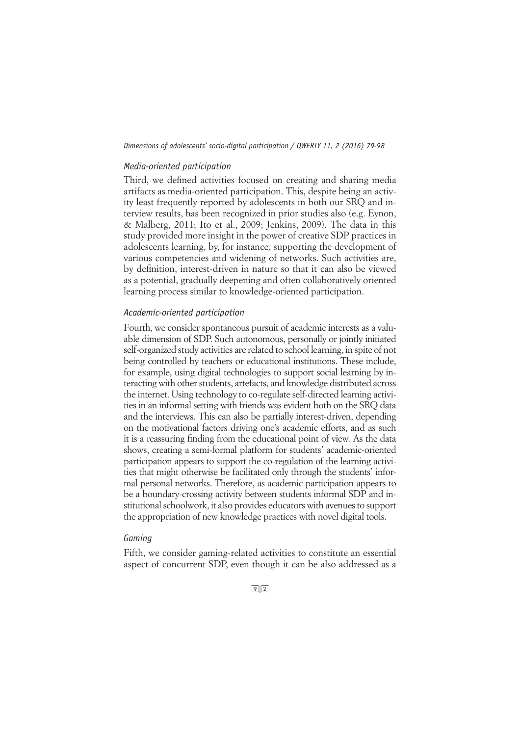### *Media-oriented participation*

Third, we defined activities focused on creating and sharing media artifacts as media-oriented participation. This, despite being an activity least frequently reported by adolescents in both our SRQ and interview results, has been recognized in prior studies also (e.g. Eynon, & Malberg, 2011; Ito et al., 2009; Jenkins, 2009). The data in this study provided more insight in the power of creative SDP practices in adolescents learning, by, for instance, supporting the development of various competencies and widening of networks. Such activities are, by definition, interest-driven in nature so that it can also be viewed as a potential, gradually deepening and often collaboratively oriented learning process similar to knowledge-oriented participation.

### *Academic-oriented participation*

Fourth, we consider spontaneous pursuit of academic interests as a valuable dimension of SDP. Such autonomous, personally or jointly initiated self-organized study activities are related to school learning, in spite of not being controlled by teachers or educational institutions. These include, for example, using digital technologies to support social learning by interacting with other students, artefacts, and knowledge distributed across the internet. Using technology to co-regulate self-directed learning activities in an informal setting with friends was evident both on the SRQ data and the interviews. This can also be partially interest-driven, depending on the motivational factors driving one's academic efforts, and as such it is a reassuring finding from the educational point of view. As the data shows, creating a semi-formal platform for students' academic-oriented participation appears to support the co-regulation of the learning activities that might otherwise be facilitated only through the students' informal personal networks. Therefore, as academic participation appears to be a boundary-crossing activity between students informal SDP and institutional schoolwork, it also provides educators with avenues to support the appropriation of new knowledge practices with novel digital tools.

### *Gaming*

Fifth, we consider gaming-related activities to constitute an essential aspect of concurrent SDP, even though it can be also addressed as a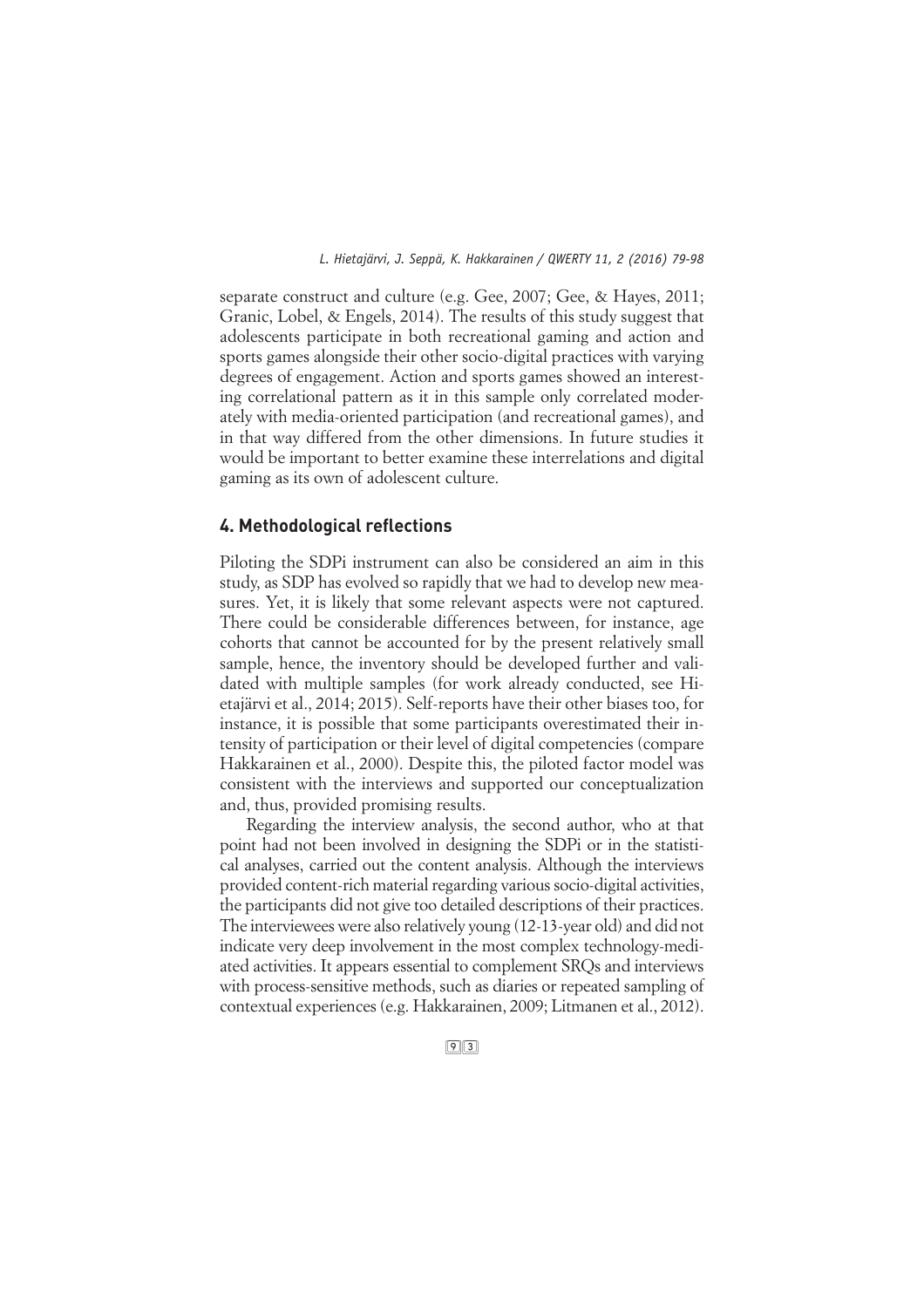separate construct and culture (e.g. Gee, 2007; Gee, & Hayes, 2011; Granic, Lobel, & Engels, 2014). The results of this study suggest that adolescents participate in both recreational gaming and action and sports games alongside their other socio-digital practices with varying degrees of engagement. Action and sports games showed an interesting correlational pattern as it in this sample only correlated moderately with media-oriented participation (and recreational games), and in that way differed from the other dimensions. In future studies it would be important to better examine these interrelations and digital gaming as its own of adolescent culture.

## 4. Methodological reflections

Piloting the SDPi instrument can also be considered an aim in this study, as SDP has evolved so rapidly that we had to develop new measures. Yet, it is likely that some relevant aspects were not captured. There could be considerable differences between, for instance, age cohorts that cannot be accounted for by the present relatively small sample, hence, the inventory should be developed further and validated with multiple samples (for work already conducted, see Hietajärvi et al., 2014; 2015). Self-reports have their other biases too, for instance, it is possible that some participants overestimated their intensity of participation or their level of digital competencies (compare Hakkarainen et al., 2000). Despite this, the piloted factor model was consistent with the interviews and supported our conceptualization and, thus, provided promising results.

Regarding the interview analysis, the second author, who at that point had not been involved in designing the SDPi or in the statistical analyses, carried out the content analysis. Although the interviews provided content-rich material regarding various socio-digital activities, the participants did not give too detailed descriptions of their practices. The interviewees were also relatively young (12-13-year old) and did not indicate very deep involvement in the most complex technology-mediated activities. It appears essential to complement SRQs and interviews with process-sensitive methods, such as diaries or repeated sampling of contextual experiences (e.g. Hakkarainen, 2009; Litmanen et al., 2012).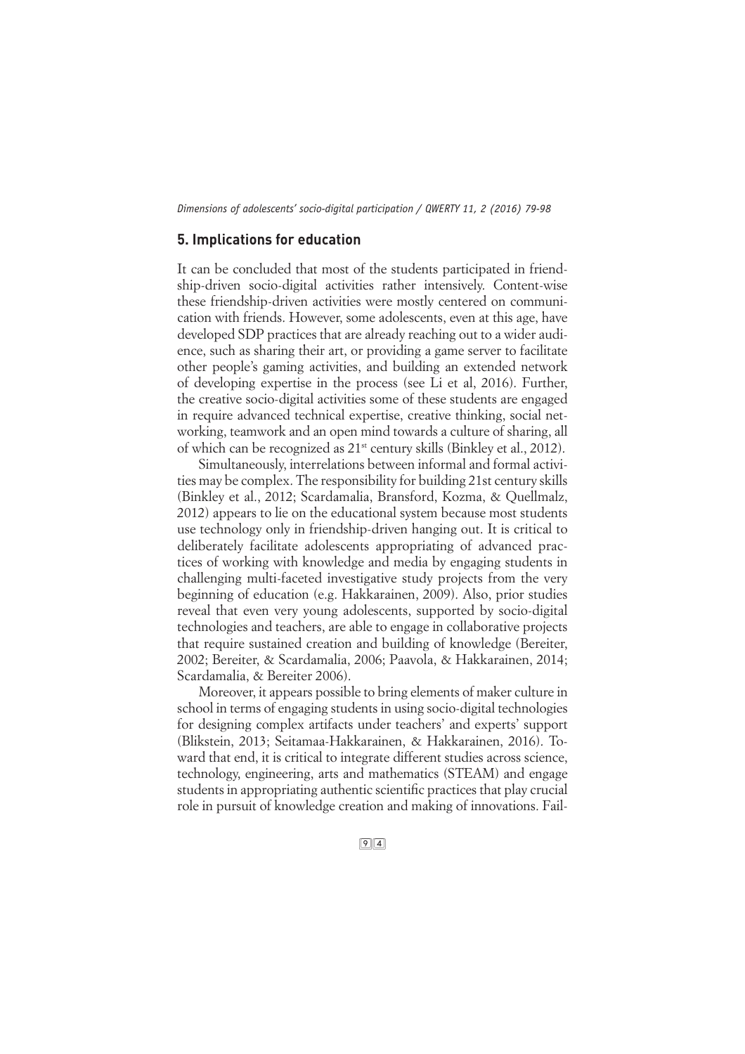## 5. Implications for education

It can be concluded that most of the students participated in friendship-driven socio-digital activities rather intensively. Content-wise these friendship-driven activities were mostly centered on communication with friends. However, some adolescents, even at this age, have developed SDP practices that are already reaching out to a wider audience, such as sharing their art, or providing a game server to facilitate other people's gaming activities, and building an extended network of developing expertise in the process (see Li et al, 2016). Further, the creative socio-digital activities some of these students are engaged in require advanced technical expertise, creative thinking, social networking, teamwork and an open mind towards a culture of sharing, all of which can be recognized as 21st century skills (Binkley et al., 2012).

Simultaneously, interrelations between informal and formal activities may be complex. The responsibility for building 21st century skills (Binkley et al., 2012; Scardamalia, Bransford, Kozma, & Quellmalz, 2012) appears to lie on the educational system because most students use technology only in friendship-driven hanging out. It is critical to deliberately facilitate adolescents appropriating of advanced practices of working with knowledge and media by engaging students in challenging multi-faceted investigative study projects from the very beginning of education (e.g. Hakkarainen, 2009). Also, prior studies reveal that even very young adolescents, supported by socio-digital technologies and teachers, are able to engage in collaborative projects that require sustained creation and building of knowledge (Bereiter, 2002; Bereiter, & Scardamalia, 2006; Paavola, & Hakkarainen, 2014; Scardamalia, & Bereiter 2006).

Moreover, it appears possible to bring elements of maker culture in school in terms of engaging students in using socio-digital technologies for designing complex artifacts under teachers' and experts' support (Blikstein, 2013; Seitamaa-Hakkarainen, & Hakkarainen, 2016). Toward that end, it is critical to integrate different studies across science, technology, engineering, arts and mathematics (STEAM) and engage students in appropriating authentic scientific practices that play crucial role in pursuit of knowledge creation and making of innovations. Fail-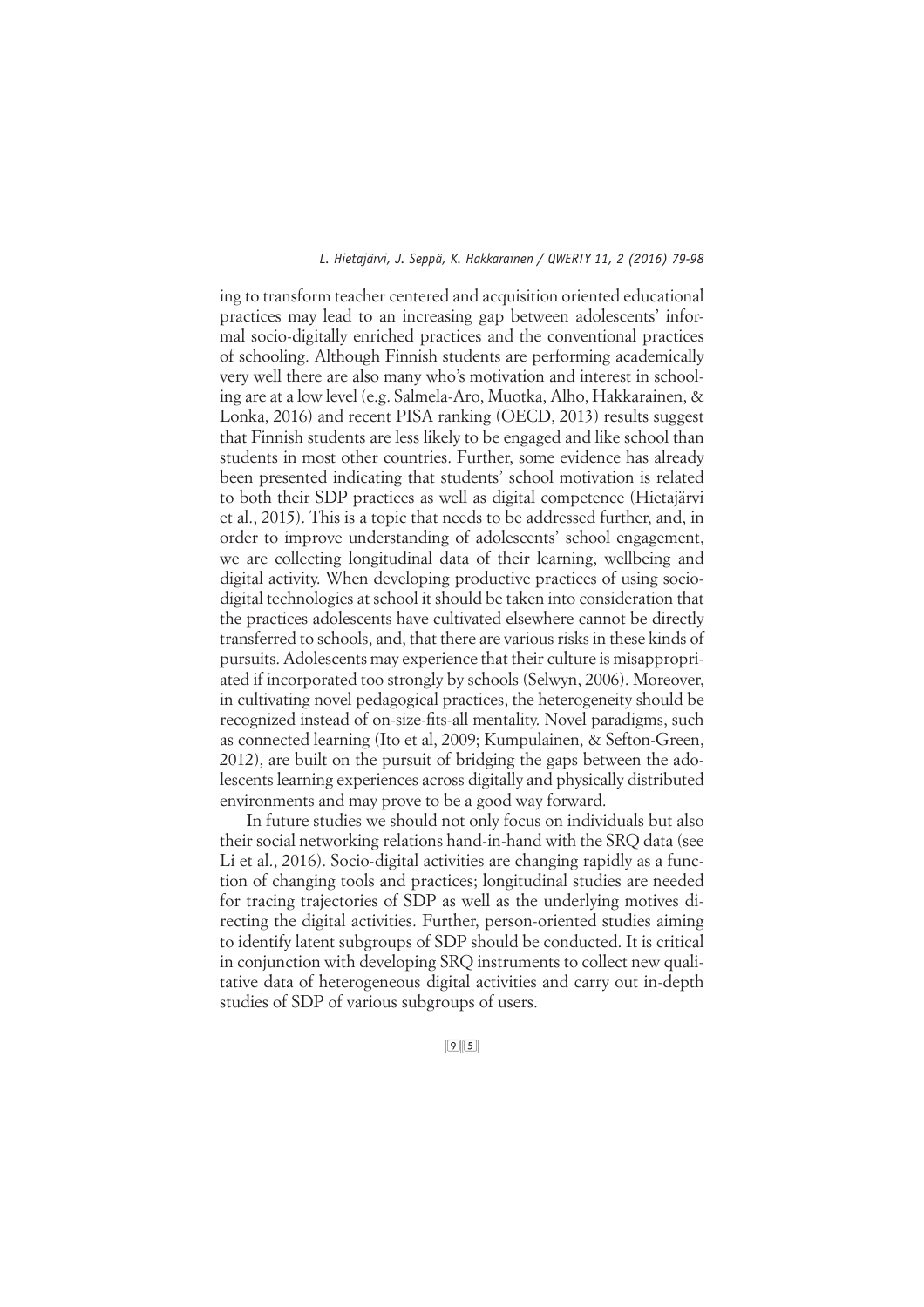ing to transform teacher centered and acquisition oriented educational practices may lead to an increasing gap between adolescents' informal socio-digitally enriched practices and the conventional practices of schooling. Although Finnish students are performing academically very well there are also many who's motivation and interest in schooling are at a low level (e.g. Salmela-Aro, Muotka, Alho, Hakkarainen, & Lonka, 2016) and recent PISA ranking (OECD, 2013) results suggest that Finnish students are less likely to be engaged and like school than students in most other countries. Further, some evidence has already been presented indicating that students' school motivation is related to both their SDP practices as well as digital competence (Hietajärvi et al., 2015). This is a topic that needs to be addressed further, and, in order to improve understanding of adolescents' school engagement, we are collecting longitudinal data of their learning, wellbeing and digital activity. When developing productive practices of using socio-digital technologies at school it should be taken into consideration that the practices adolescents have cultivated elsewhere cannot be directly transferred to schools, and, that there are various risks in these kinds of pursuits. Adolescents may experience that their culture is misappropriated if incorporated too strongly by schools (Selwyn, 2006). Moreover, in cultivating novel pedagogical practices, the heterogeneity should be recognized instead of on-size-fits-all mentality. Novel paradigms, such as connected learning (Ito et al, 2009; Kumpulainen, & Sefton-Green, 2012), are built on the pursuit of bridging the gaps between the adolescents learning experiences across digitally and physically distributed environments and may prove to be a good way forward.

In future studies we should not only focus on individuals but also their social networking relations hand-in-hand with the SRQ data (see Li et al., 2016). Socio-digital activities are changing rapidly as a function of changing tools and practices; longitudinal studies are needed for tracing trajectories of SDP as well as the underlying motives directing the digital activities. Further, person-oriented studies aiming to identify latent subgroups of SDP should be conducted. It is critical in conjunction with developing SRQ instruments to collect new qualitative data of heterogeneous digital activities and carry out in-depth studies of SDP of various subgroups of users.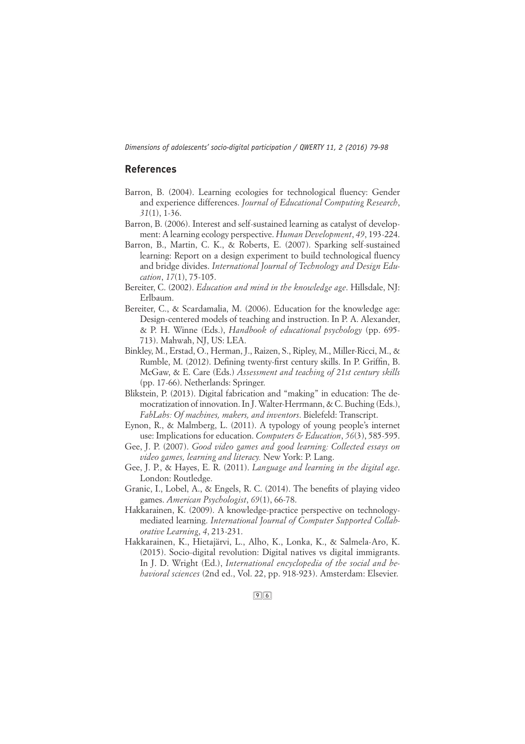## References

Barron, B. (2004). Learning ecologies for technological fluency: Gender and experience differences. *Journal of Educational Computing Research*, *31*(1), 1-36.

Barron, B. (2006). Interest and self-sustained learning as catalyst of development: A learning ecology perspective. *Human Development*, *49*, 193-224.

Barron, B., Martin, C. K., & Roberts, E. (2007). Sparking self-sustained learning: Report on a design experiment to build technological fluency and bridge divides. *International Journal of Technology and Design Education*, *17*(1), 75-105.

Bereiter, C. (2002). *Education and mind in the knowledge age*. Hillsdale, NJ: Erlbaum.

Bereiter, C., & Scardamalia, M. (2006). Education for the knowledge age: Design-centered models of teaching and instruction. In P. A. Alexander, & P. H. Winne (Eds.), *Handbook of educational psychology* (pp. 695-713). Mahwah, NJ, US: LEA.

Binkley, M., Erstad, O., Herman, J., Raizen, S., Ripley, M., Miller-Ricci, M., & Rumble, M. (2012). Defining twenty-first century skills. In P. Griffin, B. McGaw, & E. Care (Eds.) *Assessment and teaching of 21st century skills* (pp. 17-66). Netherlands: Springer.

Blikstein, P. (2013). Digital fabrication and "making" in education: The democratization of innovation. In J. Walter-Herrmann, & C. Buching (Eds.), *FabLabs: Of machines, makers, and inventors*. Bielefeld: Transcript.

Eynon, R., & Malmberg, L. (2011). A typology of young people's internet use: Implications for education. *Computers & Education*, *56*(3), 585-595.

Gee, J. P. (2007). *Good video games and good learning: Collected essays on video games, learning and literacy.* New York: P. Lang.

Gee, J. P., & Hayes, E. R. (2011). *Language and learning in the digital age*. London: Routledge.

Granic, I., Lobel, A., & Engels, R. C. (2014). The benefits of playing video games. *American Psychologist*, *69*(1), 66-78.

Hakkarainen, K. (2009). A knowledge-practice perspective on technology-mediated learning. *International Journal of Computer Supported Collaborative Learning*, *4*, 213-231.

Hakkarainen, K., Hietajärvi, L., Alho, K., Lonka, K., & Salmela-Aro, K. (2015). Socio-digital revolution: Digital natives vs digital immigrants. In J. D. Wright (Ed.), *International encyclopedia of the social and behavioral sciences* (2nd ed., Vol. 22, pp. 918-923). Amsterdam: Elsevier.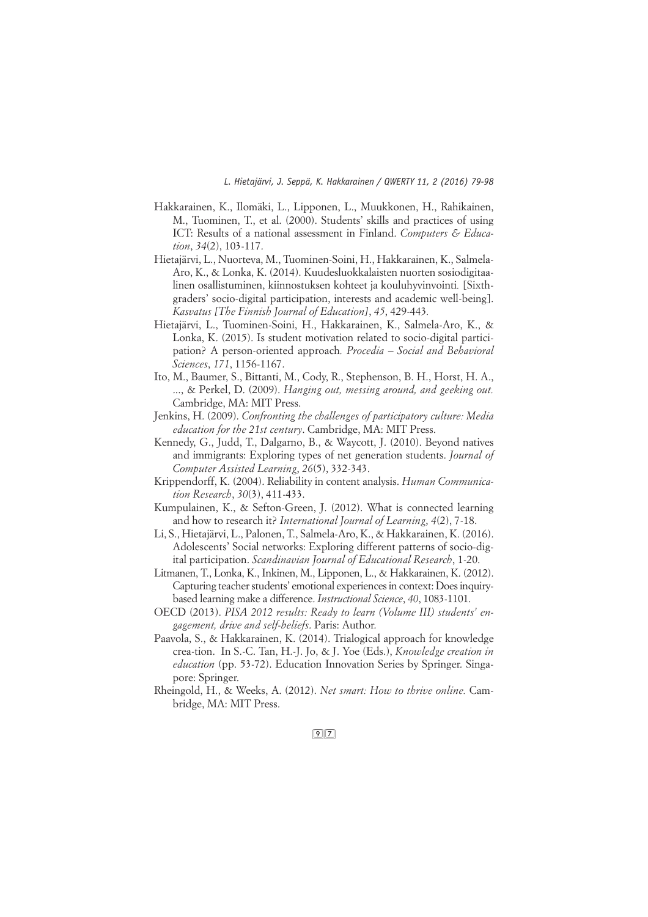Hakkarainen, K., Ilomäki, L., Lipponen, L., Muukkonen, H., Rahikainen, M., Tuominen, T., et al. (2000). Students' skills and practices of using ICT: Results of a national assessment in Finland. *Computers & Education*, *34*(2), 103-117.

Hietajärvi, L., Nuorteva, M., Tuominen-Soini, H., Hakkarainen, K., Salmela-Aro, K., & Lonka, K. (2014). Kuudesluokkalaisten nuorten sosiodigitaalinen osallistuminen, kiinnostuksen kohteet ja kouluhyvinvointi. [Sixth-graders' socio-digital participation, interests and academic well-being]. *Kasvatus [The Finnish Journal of Education]*, *45*, 429-443.

Hietajärvi, L., Tuominen-Soini, H., Hakkarainen, K., Salmela-Aro, K., & Lonka, K. (2015). Is student motivation related to socio-digital participation? A person-oriented approach. *Procedia – Social and Behavioral Sciences*, *171*, 1156-1167.

Ito, M., Baumer, S., Bittanti, M., Cody, R., Stephenson, B. H., Horst, H. A., ..., & Perkel, D. (2009). *Hanging out, messing around, and geeking out.* Cambridge, MA: MIT Press.

Jenkins, H. (2009). *Confronting the challenges of participatory culture: Media education for the 21st century*. Cambridge, MA: MIT Press.

Kennedy, G., Judd, T., Dalgarno, B., & Waycott, J. (2010). Beyond natives and immigrants: Exploring types of net generation students. *Journal of Computer Assisted Learning*, *26*(5), 332-343.

Krippendorff, K. (2004). Reliability in content analysis. *Human Communication Research*, *30*(3), 411-433.

Kumpulainen, K., & Sefton-Green, J. (2012). What is connected learning and how to research it? *International Journal of Learning*, *4*(2), 7-18.

Li, S., Hietajärvi, L., Palonen, T., Salmela-Aro, K., & Hakkarainen, K. (2016). Adolescents' Social networks: Exploring different patterns of socio-digital participation. *Scandinavian Journal of Educational Research*, 1-20.

Litmanen, T., Lonka, K., Inkinen, M., Lipponen, L., & Hakkarainen, K. (2012). Capturing teacher students' emotional experiences in context: Does inquiry-based learning make a difference. *Instructional Science*, *40*, 1083-1101.

OECD (2013). *PISA 2012 results: Ready to learn (Volume III) students' engagement, drive and self-beliefs*. Paris: Author.

Paavola, S., & Hakkarainen, K. (2014). Trialogical approach for knowledge crea-tion. In S.-C. Tan, H.-J. Jo, & J. Yoe (Eds.), *Knowledge creation in education* (pp. 53-72). Education Innovation Series by Springer. Singapore: Springer.

Rheingold, H., & Weeks, A. (2012). *Net smart: How to thrive online.* Cambridge, MA: MIT Press.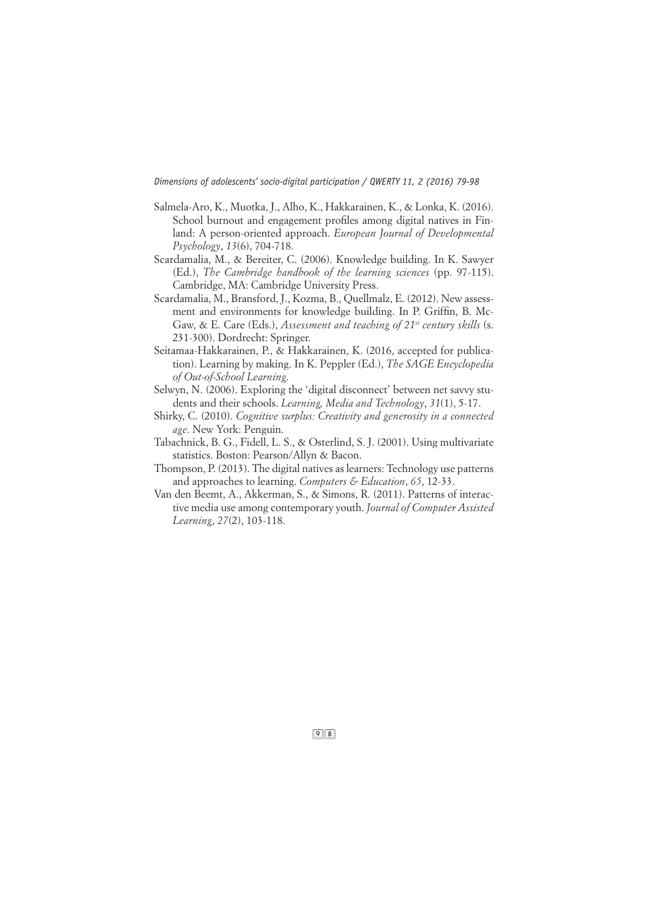Salmela-Aro, K., Muotka, J., Alho, K., Hakkarainen, K., & Lonka, K. (2016). School burnout and engagement profiles among digital natives in Finland: A person-oriented approach. *European Journal of Developmental Psychology*, *13*(6), 704-718.

Scardamalia, M., & Bereiter, C. (2006). Knowledge building. In K. Sawyer (Ed.), *The Cambridge handbook of the learning sciences* (pp. 97-115). Cambridge, MA: Cambridge University Press.

Scardamalia, M., Bransford, J., Kozma, B., Quellmalz, E. (2012). New assessment and environments for knowledge building. In P. Griffin, B. McGaw, & E. Care (Eds.), *Assessment and teaching of 21st century skills* (s. 231-300). Dordrecht: Springer.

Seitamaa-Hakkarainen, P., & Hakkarainen, K. (2016, accepted for publication). Learning by making. In K. Peppler (Ed.), *The SAGE Encyclopedia of Out-of-School Learning*.

Selwyn, N. (2006). Exploring the 'digital disconnect' between net savvy students and their schools. *Learning, Media and Technology*, *31*(1), 5-17.

Shirky, C. (2010). *Cognitive surplus: Creativity and generosity in a connected age*. New York: Penguin.

Tabachnick, B. G., Fidell, L. S., & Osterlind, S. J. (2001). Using multivariate statistics. Boston: Pearson/Allyn & Bacon.

Thompson, P. (2013). The digital natives as learners: Technology use patterns and approaches to learning. *Computers & Education*, *65*, 12-33.

Van den Beemt, A., Akkerman, S., & Simons, R. (2011). Patterns of interactive media use among contemporary youth. *Journal of Computer Assisted Learning*, *27*(2), 103-118.